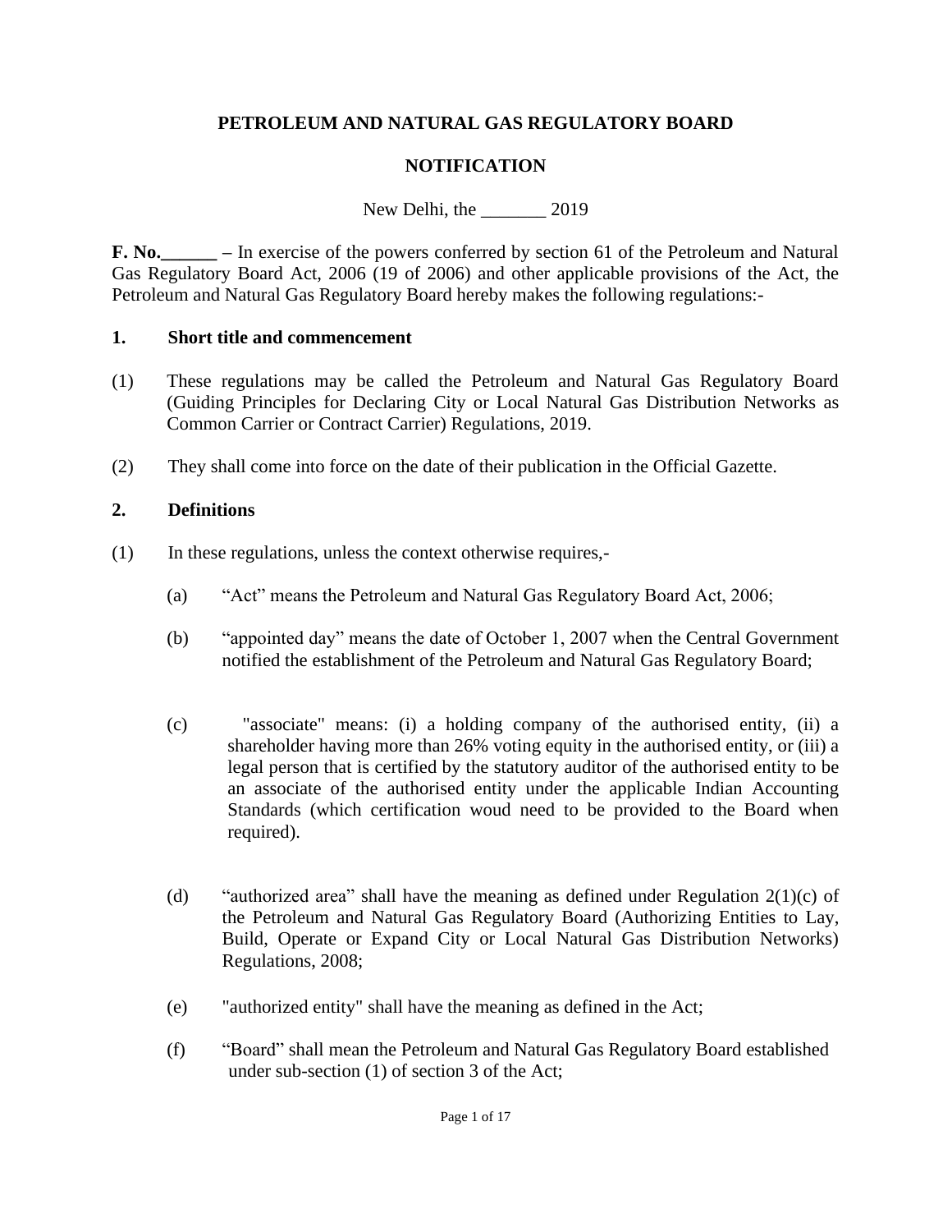# PETROLEUM AND NATURAL GAS REGULATORY BOARD

## NOTIFICATION

New Delhi, the _______ 2019

**F. No.______ –** In exercise of the powers conferred by section 61 of the Petroleum and Natural Gas Regulatory Board Act, 2006 (19 of 2006) and other applicable provisions of the Act, the Petroleum and Natural Gas Regulatory Board hereby makes the following regulations:-

### 1. Short title and commencement

(1) These regulations may be called the Petroleum and Natural Gas Regulatory Board (Guiding Principles for Declaring City or Local Natural Gas Distribution Networks as Common Carrier or Contract Carrier) Regulations, 2019.

(2) They shall come into force on the date of their publication in the Official Gazette.

### 2. Definitions

(1) In these regulations, unless the context otherwise requires,-

(a) "Act" means the Petroleum and Natural Gas Regulatory Board Act, 2006;

(b) "appointed day" means the date of October 1, 2007 when the Central Government notified the establishment of the Petroleum and Natural Gas Regulatory Board;

(c) "associate" means: (i) a holding company of the authorised entity, (ii) a shareholder having more than 26% voting equity in the authorised entity, or (iii) a legal person that is certified by the statutory auditor of the authorised entity to be an associate of the authorised entity under the applicable Indian Accounting Standards (which certification woud need to be provided to the Board when required).

(d) "authorized area" shall have the meaning as defined under Regulation 2(1)(c) of the Petroleum and Natural Gas Regulatory Board (Authorizing Entities to Lay, Build, Operate or Expand City or Local Natural Gas Distribution Networks) Regulations, 2008;

(e) "authorized entity" shall have the meaning as defined in the Act;

(f) "Board" shall mean the Petroleum and Natural Gas Regulatory Board established under sub-section (1) of section 3 of the Act;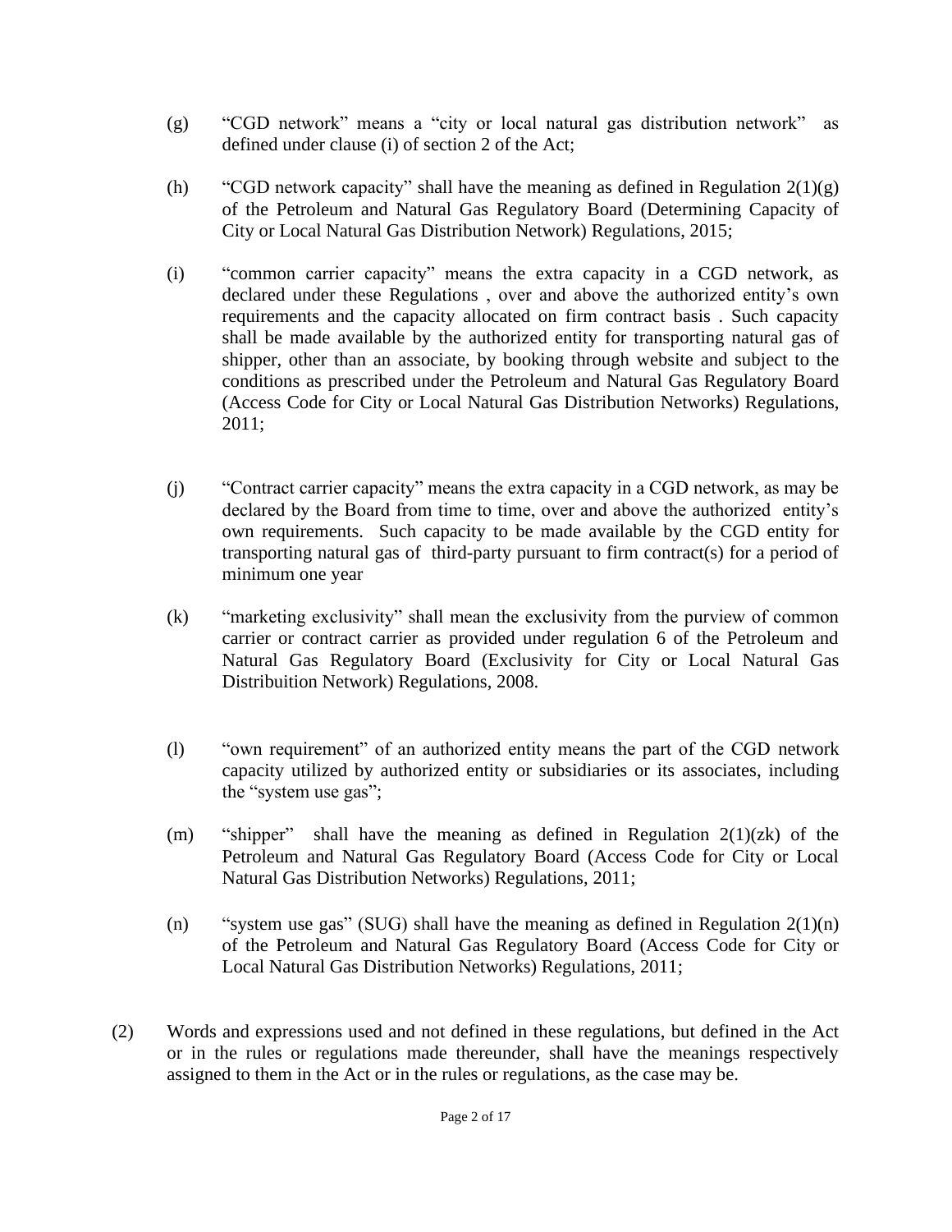(g) "CGD network" means a "city or local natural gas distribution network" as defined under clause (i) of section 2 of the Act;

(h) "CGD network capacity" shall have the meaning as defined in Regulation 2(1)(g) of the Petroleum and Natural Gas Regulatory Board (Determining Capacity of City or Local Natural Gas Distribution Network) Regulations, 2015;

(i) "common carrier capacity" means the extra capacity in a CGD network, as declared under these Regulations , over and above the authorized entity's own requirements and the capacity allocated on firm contract basis . Such capacity shall be made available by the authorized entity for transporting natural gas of shipper, other than an associate, by booking through website and subject to the conditions as prescribed under the Petroleum and Natural Gas Regulatory Board (Access Code for City or Local Natural Gas Distribution Networks) Regulations, 2011;

(j) "Contract carrier capacity" means the extra capacity in a CGD network, as may be declared by the Board from time to time, over and above the authorized entity's own requirements. Such capacity to be made available by the CGD entity for transporting natural gas of third-party pursuant to firm contract(s) for a period of minimum one year

(k) "marketing exclusivity" shall mean the exclusivity from the purview of common carrier or contract carrier as provided under regulation 6 of the Petroleum and Natural Gas Regulatory Board (Exclusivity for City or Local Natural Gas Distribuition Network) Regulations, 2008.

(l) "own requirement" of an authorized entity means the part of the CGD network capacity utilized by authorized entity or subsidiaries or its associates, including the "system use gas";

(m) "shipper" shall have the meaning as defined in Regulation 2(1)(zk) of the Petroleum and Natural Gas Regulatory Board (Access Code for City or Local Natural Gas Distribution Networks) Regulations, 2011;

(n) "system use gas" (SUG) shall have the meaning as defined in Regulation 2(1)(n) of the Petroleum and Natural Gas Regulatory Board (Access Code for City or Local Natural Gas Distribution Networks) Regulations, 2011;

(2) Words and expressions used and not defined in these regulations, but defined in the Act or in the rules or regulations made thereunder, shall have the meanings respectively assigned to them in the Act or in the rules or regulations, as the case may be.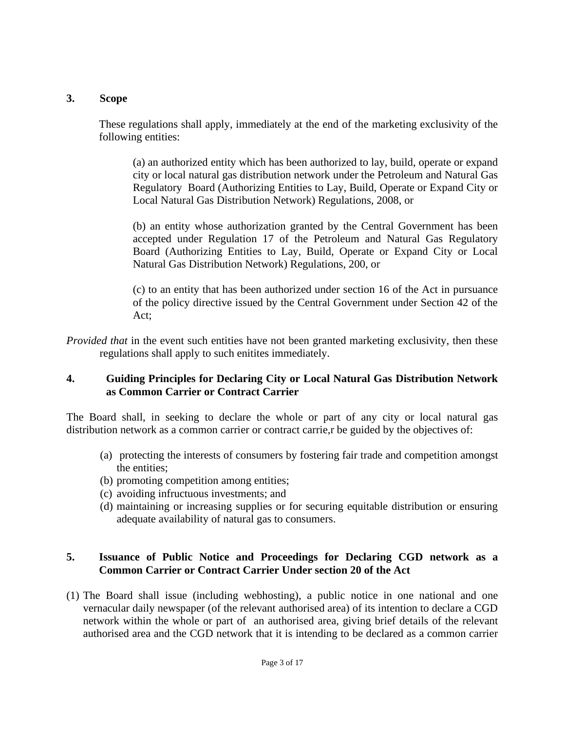## 3. Scope

These regulations shall apply, immediately at the end of the marketing exclusivity of the following entities:

(a) an authorized entity which has been authorized to lay, build, operate or expand city or local natural gas distribution network under the Petroleum and Natural Gas Regulatory Board (Authorizing Entities to Lay, Build, Operate or Expand City or Local Natural Gas Distribution Network) Regulations, 2008, or

(b) an entity whose authorization granted by the Central Government has been accepted under Regulation 17 of the Petroleum and Natural Gas Regulatory Board (Authorizing Entities to Lay, Build, Operate or Expand City or Local Natural Gas Distribution Network) Regulations, 200, or

(c) to an entity that has been authorized under section 16 of the Act in pursuance of the policy directive issued by the Central Government under Section 42 of the Act;

*Provided that* in the event such entities have not been granted marketing exclusivity, then these regulations shall apply to such enitites immediately.

## 4. Guiding Principles for Declaring City or Local Natural Gas Distribution Network as Common Carrier or Contract Carrier

The Board shall, in seeking to declare the whole or part of any city or local natural gas distribution network as a common carrier or contract carrie,r be guided by the objectives of:

(a) protecting the interests of consumers by fostering fair trade and competition amongst the entities;
(b) promoting competition among entities;
(c) avoiding infructuous investments; and
(d) maintaining or increasing supplies or for securing equitable distribution or ensuring adequate availability of natural gas to consumers.

## 5. Issuance of Public Notice and Proceedings for Declaring CGD network as a Common Carrier or Contract Carrier Under section 20 of the Act

(1) The Board shall issue (including webhosting), a public notice in one national and one vernacular daily newspaper (of the relevant authorised area) of its intention to declare a CGD network within the whole or part of an authorised area, giving brief details of the relevant authorised area and the CGD network that it is intending to be declared as a common carrier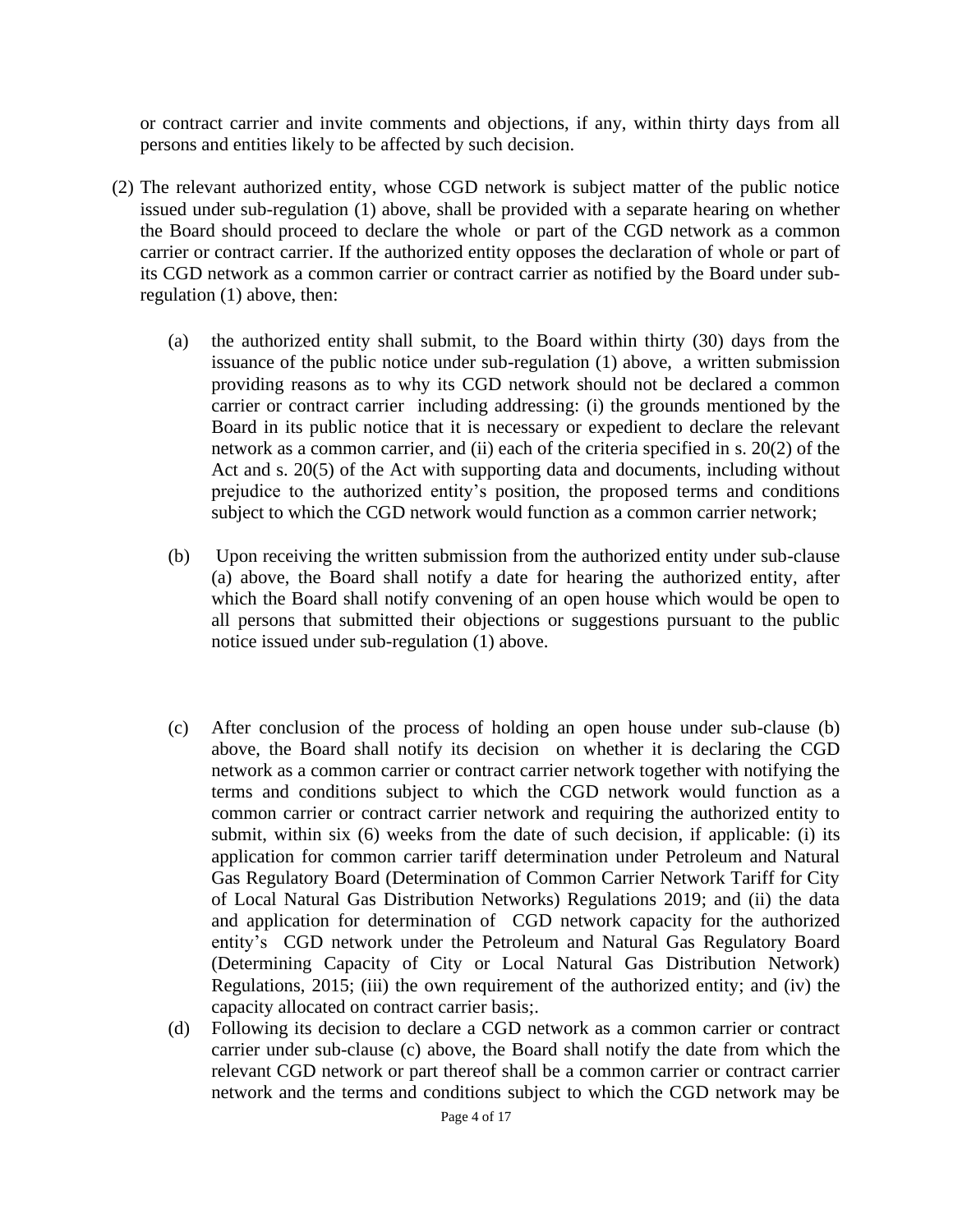or contract carrier and invite comments and objections, if any, within thirty days from all persons and entities likely to be affected by such decision.

(2) The relevant authorized entity, whose CGD network is subject matter of the public notice issued under sub-regulation (1) above, shall be provided with a separate hearing on whether the Board should proceed to declare the whole or part of the CGD network as a common carrier or contract carrier. If the authorized entity opposes the declaration of whole or part of its CGD network as a common carrier or contract carrier as notified by the Board under sub-regulation (1) above, then:

(a) the authorized entity shall submit, to the Board within thirty (30) days from the issuance of the public notice under sub-regulation (1) above, a written submission providing reasons as to why its CGD network should not be declared a common carrier or contract carrier including addressing: (i) the grounds mentioned by the Board in its public notice that it is necessary or expedient to declare the relevant network as a common carrier, and (ii) each of the criteria specified in s. 20(2) of the Act and s. 20(5) of the Act with supporting data and documents, including without prejudice to the authorized entity's position, the proposed terms and conditions subject to which the CGD network would function as a common carrier network;

(b) Upon receiving the written submission from the authorized entity under sub-clause (a) above, the Board shall notify a date for hearing the authorized entity, after which the Board shall notify convening of an open house which would be open to all persons that submitted their objections or suggestions pursuant to the public notice issued under sub-regulation (1) above.

(c) After conclusion of the process of holding an open house under sub-clause (b) above, the Board shall notify its decision on whether it is declaring the CGD network as a common carrier or contract carrier network together with notifying the terms and conditions subject to which the CGD network would function as a common carrier or contract carrier network and requiring the authorized entity to submit, within six (6) weeks from the date of such decision, if applicable: (i) its application for common carrier tariff determination under Petroleum and Natural Gas Regulatory Board (Determination of Common Carrier Network Tariff for City of Local Natural Gas Distribution Networks) Regulations 2019; and (ii) the data and application for determination of CGD network capacity for the authorized entity's CGD network under the Petroleum and Natural Gas Regulatory Board (Determining Capacity of City or Local Natural Gas Distribution Network) Regulations, 2015; (iii) the own requirement of the authorized entity; and (iv) the capacity allocated on contract carrier basis;.

(d) Following its decision to declare a CGD network as a common carrier or contract carrier under sub-clause (c) above, the Board shall notify the date from which the relevant CGD network or part thereof shall be a common carrier or contract carrier network and the terms and conditions subject to which the CGD network may be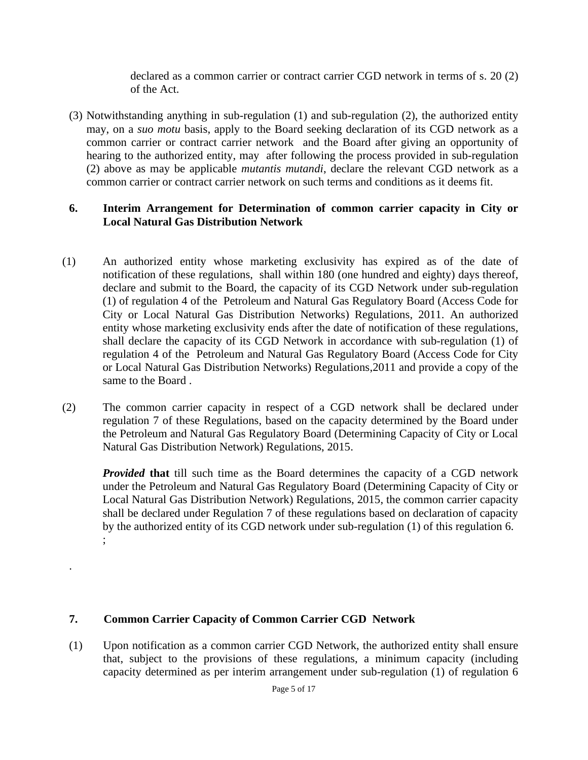declared as a common carrier or contract carrier CGD network in terms of s. 20 (2) of the Act.

(3) Notwithstanding anything in sub-regulation (1) and sub-regulation (2), the authorized entity may, on a *suo motu* basis, apply to the Board seeking declaration of its CGD network as a common carrier or contract carrier network and the Board after giving an opportunity of hearing to the authorized entity, may after following the process provided in sub-regulation (2) above as may be applicable *mutantis mutandi*, declare the relevant CGD network as a common carrier or contract carrier network on such terms and conditions as it deems fit.

**6. Interim Arrangement for Determination of common carrier capacity in City or Local Natural Gas Distribution Network**

(1) An authorized entity whose marketing exclusivity has expired as of the date of notification of these regulations, shall within 180 (one hundred and eighty) days thereof, declare and submit to the Board, the capacity of its CGD Network under sub-regulation (1) of regulation 4 of the Petroleum and Natural Gas Regulatory Board (Access Code for City or Local Natural Gas Distribution Networks) Regulations, 2011. An authorized entity whose marketing exclusivity ends after the date of notification of these regulations, shall declare the capacity of its CGD Network in accordance with sub-regulation (1) of regulation 4 of the Petroleum and Natural Gas Regulatory Board (Access Code for City or Local Natural Gas Distribution Networks) Regulations,2011 and provide a copy of the same to the Board .

(2) The common carrier capacity in respect of a CGD network shall be declared under regulation 7 of these Regulations, based on the capacity determined by the Board under the Petroleum and Natural Gas Regulatory Board (Determining Capacity of City or Local Natural Gas Distribution Network) Regulations, 2015.

***Provided* that** till such time as the Board determines the capacity of a CGD network under the Petroleum and Natural Gas Regulatory Board (Determining Capacity of City or Local Natural Gas Distribution Network) Regulations, 2015, the common carrier capacity shall be declared under Regulation 7 of these regulations based on declaration of capacity by the authorized entity of its CGD network under sub-regulation (1) of this regulation 6.
;

.

**7. Common Carrier Capacity of Common Carrier CGD Network**

(1) Upon notification as a common carrier CGD Network, the authorized entity shall ensure that, subject to the provisions of these regulations, a minimum capacity (including capacity determined as per interim arrangement under sub-regulation (1) of regulation 6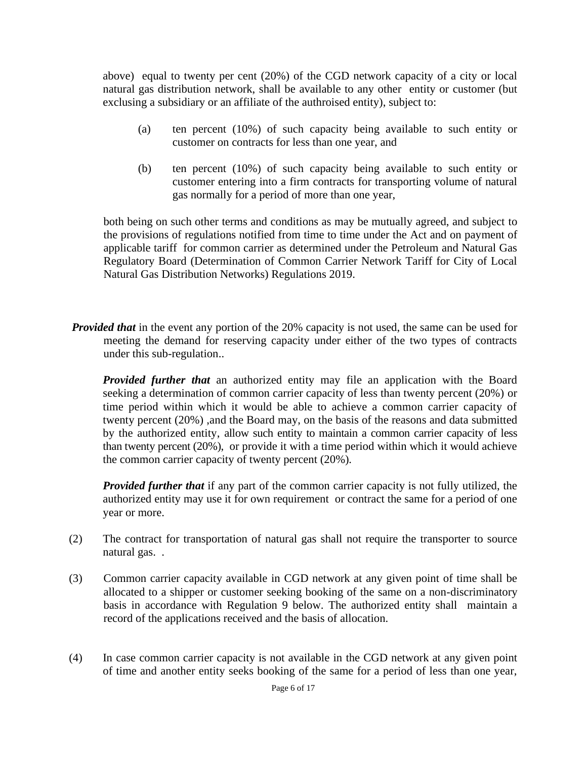above) equal to twenty per cent (20%) of the CGD network capacity of a city or local natural gas distribution network, shall be available to any other entity or customer (but exclusing a subsidiary or an affiliate of the authroised entity), subject to:

(a) ten percent (10%) of such capacity being available to such entity or customer on contracts for less than one year, and

(b) ten percent (10%) of such capacity being available to such entity or customer entering into a firm contracts for transporting volume of natural gas normally for a period of more than one year,

both being on such other terms and conditions as may be mutually agreed, and subject to the provisions of regulations notified from time to time under the Act and on payment of applicable tariff for common carrier as determined under the Petroleum and Natural Gas Regulatory Board (Determination of Common Carrier Network Tariff for City of Local Natural Gas Distribution Networks) Regulations 2019.

***Provided that*** in the event any portion of the 20% capacity is not used, the same can be used for meeting the demand for reserving capacity under either of the two types of contracts under this sub-regulation..

***Provided further that*** an authorized entity may file an application with the Board seeking a determination of common carrier capacity of less than twenty percent (20%) or time period within which it would be able to achieve a common carrier capacity of twenty percent (20%) ,and the Board may, on the basis of the reasons and data submitted by the authorized entity, allow such entity to maintain a common carrier capacity of less than twenty percent (20%), or provide it with a time period within which it would achieve the common carrier capacity of twenty percent (20%).

***Provided further that*** if any part of the common carrier capacity is not fully utilized, the authorized entity may use it for own requirement or contract the same for a period of one year or more.

(2) The contract for transportation of natural gas shall not require the transporter to source natural gas. .

(3) Common carrier capacity available in CGD network at any given point of time shall be allocated to a shipper or customer seeking booking of the same on a non-discriminatory basis in accordance with Regulation 9 below. The authorized entity shall maintain a record of the applications received and the basis of allocation.

(4) In case common carrier capacity is not available in the CGD network at any given point of time and another entity seeks booking of the same for a period of less than one year,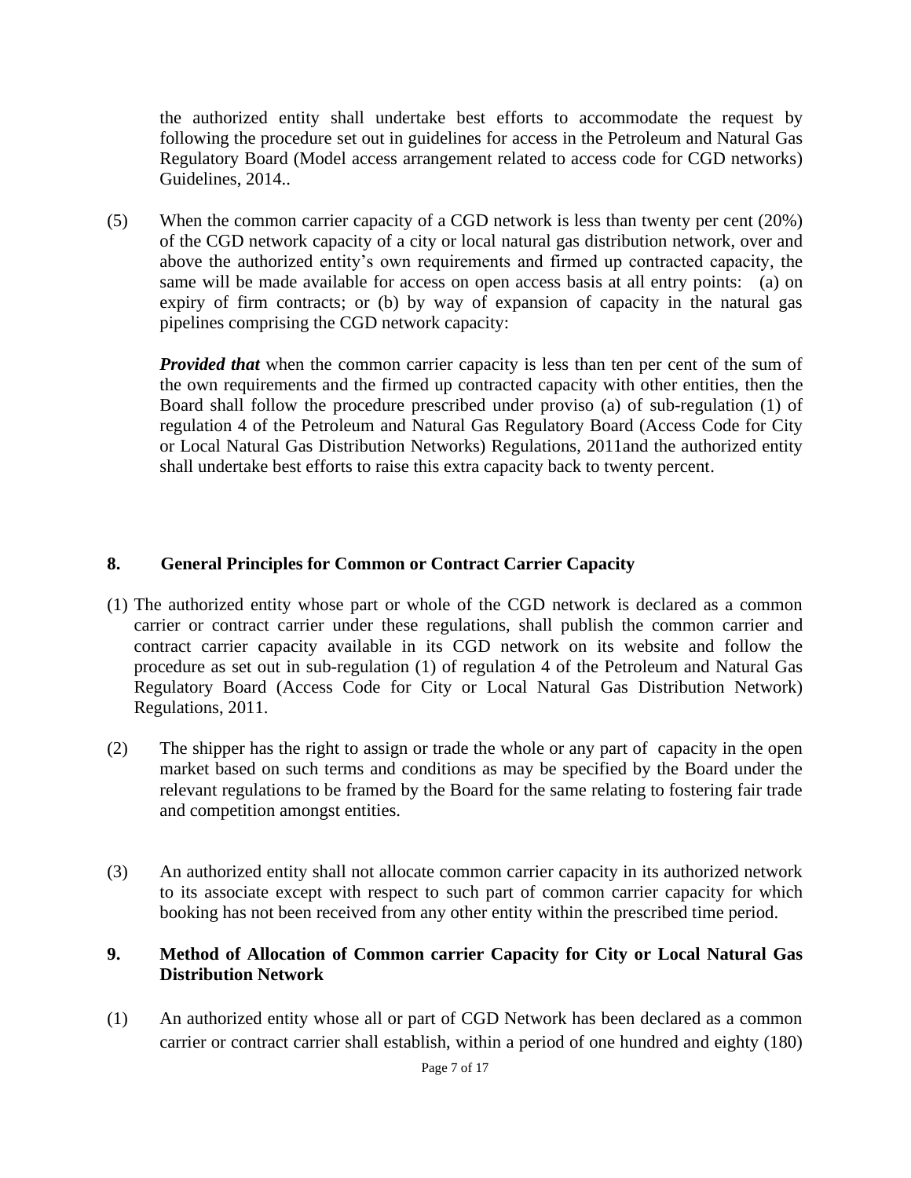the authorized entity shall undertake best efforts to accommodate the request by following the procedure set out in guidelines for access in the Petroleum and Natural Gas Regulatory Board (Model access arrangement related to access code for CGD networks) Guidelines, 2014..

(5) When the common carrier capacity of a CGD network is less than twenty per cent (20%) of the CGD network capacity of a city or local natural gas distribution network, over and above the authorized entity's own requirements and firmed up contracted capacity, the same will be made available for access on open access basis at all entry points: (a) on expiry of firm contracts; or (b) by way of expansion of capacity in the natural gas pipelines comprising the CGD network capacity:

***Provided that*** when the common carrier capacity is less than ten per cent of the sum of the own requirements and the firmed up contracted capacity with other entities, then the Board shall follow the procedure prescribed under proviso (a) of sub-regulation (1) of regulation 4 of the Petroleum and Natural Gas Regulatory Board (Access Code for City or Local Natural Gas Distribution Networks) Regulations, 2011and the authorized entity shall undertake best efforts to raise this extra capacity back to twenty percent.

## 8. General Principles for Common or Contract Carrier Capacity

(1) The authorized entity whose part or whole of the CGD network is declared as a common carrier or contract carrier under these regulations, shall publish the common carrier and contract carrier capacity available in its CGD network on its website and follow the procedure as set out in sub-regulation (1) of regulation 4 of the Petroleum and Natural Gas Regulatory Board (Access Code for City or Local Natural Gas Distribution Network) Regulations, 2011.

(2) The shipper has the right to assign or trade the whole or any part of capacity in the open market based on such terms and conditions as may be specified by the Board under the relevant regulations to be framed by the Board for the same relating to fostering fair trade and competition amongst entities.

(3) An authorized entity shall not allocate common carrier capacity in its authorized network to its associate except with respect to such part of common carrier capacity for which booking has not been received from any other entity within the prescribed time period.

## 9. Method of Allocation of Common carrier Capacity for City or Local Natural Gas Distribution Network

(1) An authorized entity whose all or part of CGD Network has been declared as a common carrier or contract carrier shall establish, within a period of one hundred and eighty (180)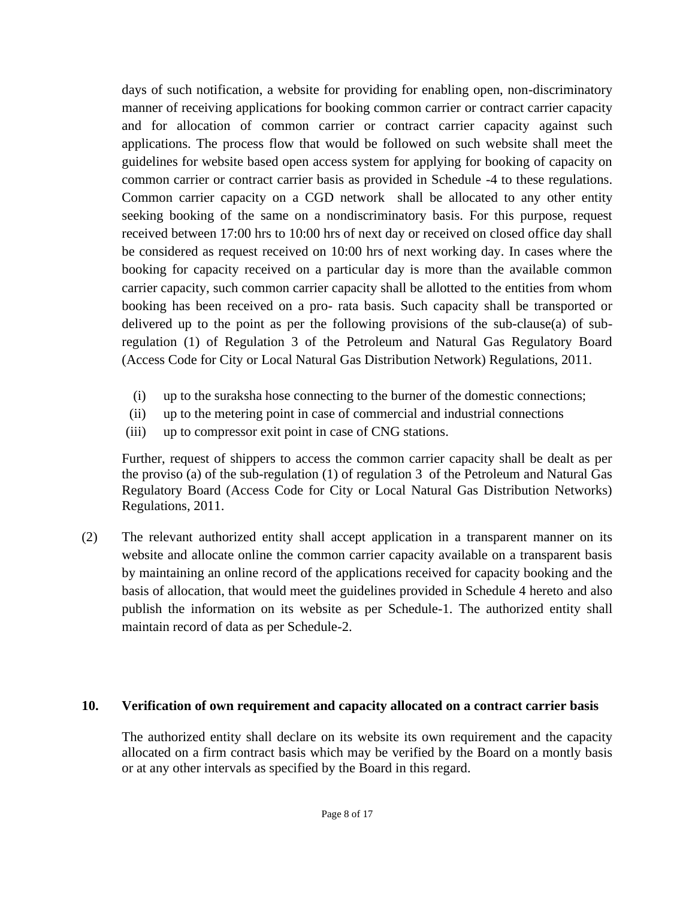days of such notification, a website for providing for enabling open, non-discriminatory manner of receiving applications for booking common carrier or contract carrier capacity and for allocation of common carrier or contract carrier capacity against such applications. The process flow that would be followed on such website shall meet the guidelines for website based open access system for applying for booking of capacity on common carrier or contract carrier basis as provided in Schedule -4 to these regulations. Common carrier capacity on a CGD network shall be allocated to any other entity seeking booking of the same on a nondiscriminatory basis. For this purpose, request received between 17:00 hrs to 10:00 hrs of next day or received on closed office day shall be considered as request received on 10:00 hrs of next working day. In cases where the booking for capacity received on a particular day is more than the available common carrier capacity, such common carrier capacity shall be allotted to the entities from whom booking has been received on a pro- rata basis. Such capacity shall be transported or delivered up to the point as per the following provisions of the sub-clause(a) of sub-regulation (1) of Regulation 3 of the Petroleum and Natural Gas Regulatory Board (Access Code for City or Local Natural Gas Distribution Network) Regulations, 2011.

(i) up to the suraksha hose connecting to the burner of the domestic connections;

(ii) up to the metering point in case of commercial and industrial connections

(iii) up to compressor exit point in case of CNG stations.

Further, request of shippers to access the common carrier capacity shall be dealt as per the proviso (a) of the sub-regulation (1) of regulation 3 of the Petroleum and Natural Gas Regulatory Board (Access Code for City or Local Natural Gas Distribution Networks) Regulations, 2011.

(2) The relevant authorized entity shall accept application in a transparent manner on its website and allocate online the common carrier capacity available on a transparent basis by maintaining an online record of the applications received for capacity booking and the basis of allocation, that would meet the guidelines provided in Schedule 4 hereto and also publish the information on its website as per Schedule-1. The authorized entity shall maintain record of data as per Schedule-2.

**10. Verification of own requirement and capacity allocated on a contract carrier basis**

The authorized entity shall declare on its website its own requirement and the capacity allocated on a firm contract basis which may be verified by the Board on a montly basis or at any other intervals as specified by the Board in this regard.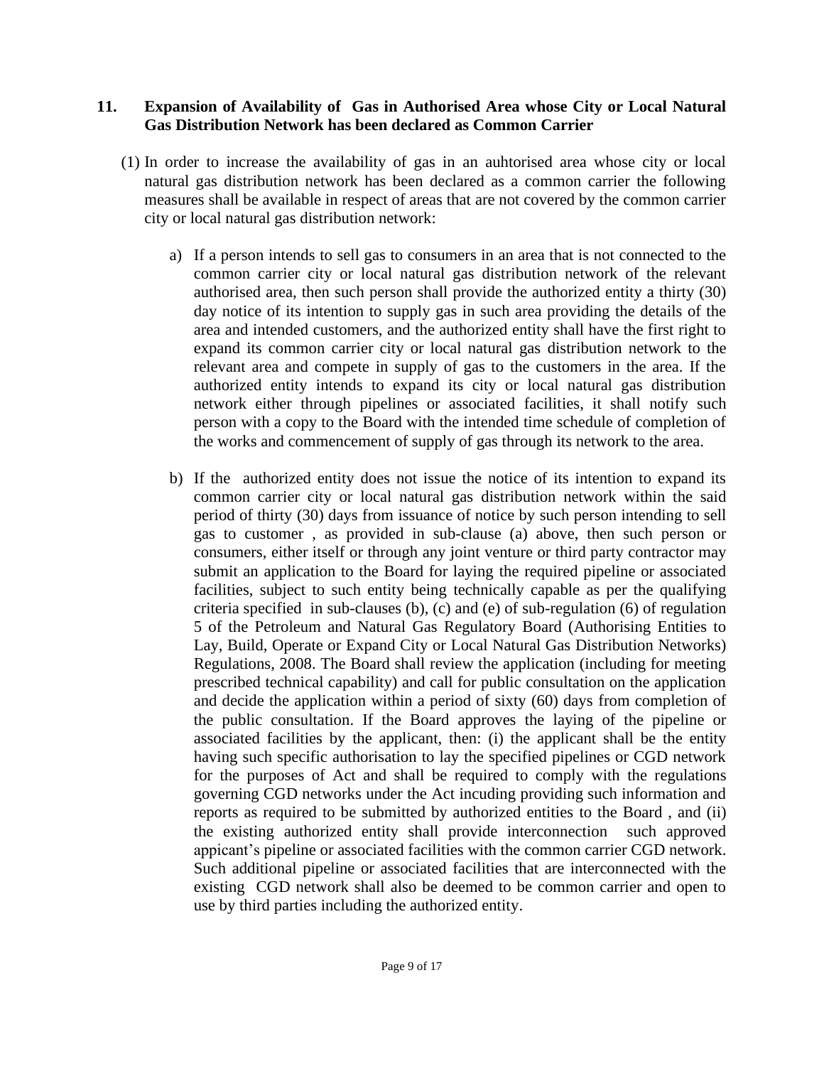## 11. Expansion of Availability of Gas in Authorised Area whose City or Local Natural Gas Distribution Network has been declared as Common Carrier

(1) In order to increase the availability of gas in an auhtorised area whose city or local natural gas distribution network has been declared as a common carrier the following measures shall be available in respect of areas that are not covered by the common carrier city or local natural gas distribution network:

a) If a person intends to sell gas to consumers in an area that is not connected to the common carrier city or local natural gas distribution network of the relevant authorised area, then such person shall provide the authorized entity a thirty (30) day notice of its intention to supply gas in such area providing the details of the area and intended customers, and the authorized entity shall have the first right to expand its common carrier city or local natural gas distribution network to the relevant area and compete in supply of gas to the customers in the area. If the authorized entity intends to expand its city or local natural gas distribution network either through pipelines or associated facilities, it shall notify such person with a copy to the Board with the intended time schedule of completion of the works and commencement of supply of gas through its network to the area.

b) If the authorized entity does not issue the notice of its intention to expand its common carrier city or local natural gas distribution network within the said period of thirty (30) days from issuance of notice by such person intending to sell gas to customer , as provided in sub-clause (a) above, then such person or consumers, either itself or through any joint venture or third party contractor may submit an application to the Board for laying the required pipeline or associated facilities, subject to such entity being technically capable as per the qualifying criteria specified in sub-clauses (b), (c) and (e) of sub-regulation (6) of regulation 5 of the Petroleum and Natural Gas Regulatory Board (Authorising Entities to Lay, Build, Operate or Expand City or Local Natural Gas Distribution Networks) Regulations, 2008. The Board shall review the application (including for meeting prescribed technical capability) and call for public consultation on the application and decide the application within a period of sixty (60) days from completion of the public consultation. If the Board approves the laying of the pipeline or associated facilities by the applicant, then: (i) the applicant shall be the entity having such specific authorisation to lay the specified pipelines or CGD network for the purposes of Act and shall be required to comply with the regulations governing CGD networks under the Act incuding providing such information and reports as required to be submitted by authorized entities to the Board , and (ii) the existing authorized entity shall provide interconnection such approved appicant's pipeline or associated facilities with the common carrier CGD network. Such additional pipeline or associated facilities that are interconnected with the existing CGD network shall also be deemed to be common carrier and open to use by third parties including the authorized entity.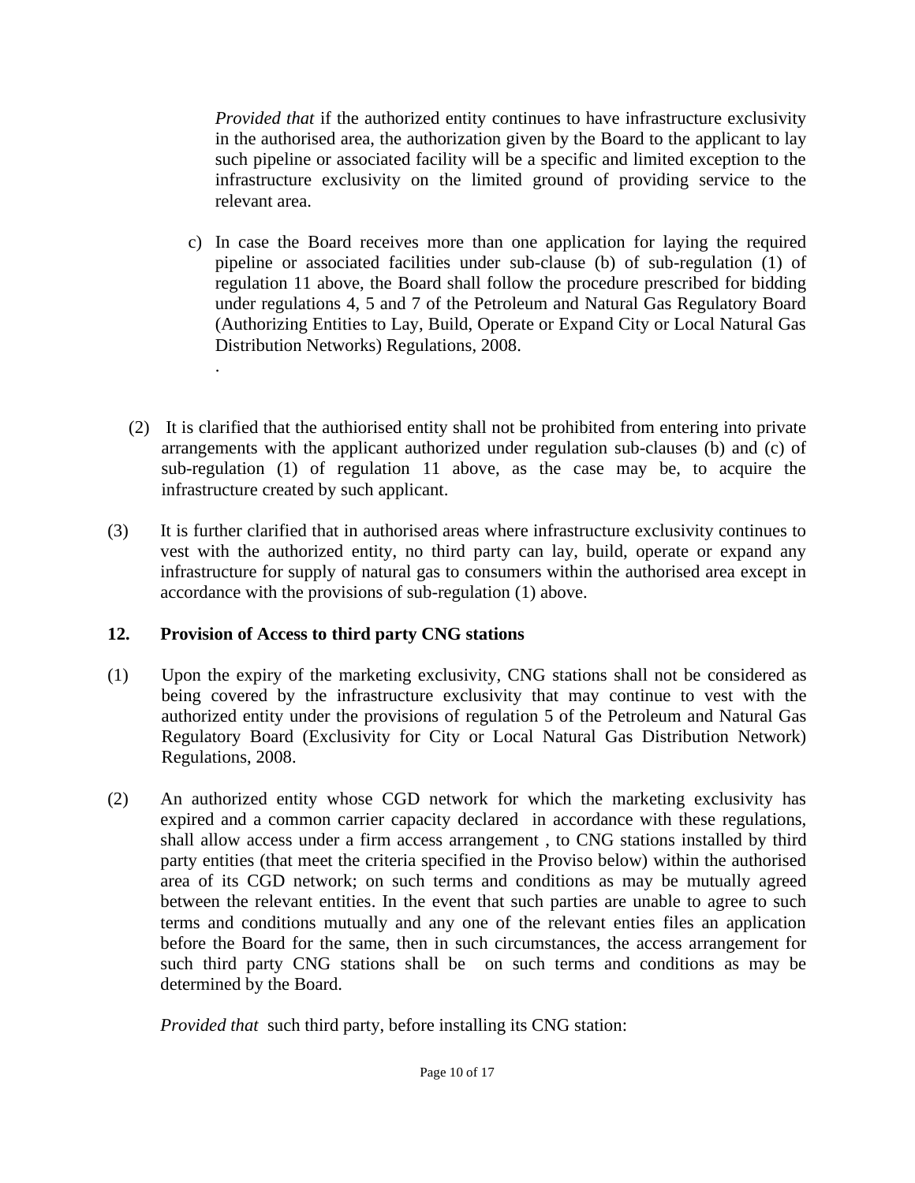*Provided that* if the authorized entity continues to have infrastructure exclusivity in the authorised area, the authorization given by the Board to the applicant to lay such pipeline or associated facility will be a specific and limited exception to the infrastructure exclusivity on the limited ground of providing service to the relevant area.

c) In case the Board receives more than one application for laying the required pipeline or associated facilities under sub-clause (b) of sub-regulation (1) of regulation 11 above, the Board shall follow the procedure prescribed for bidding under regulations 4, 5 and 7 of the Petroleum and Natural Gas Regulatory Board (Authorizing Entities to Lay, Build, Operate or Expand City or Local Natural Gas Distribution Networks) Regulations, 2008.

.

(2) It is clarified that the authiorised entity shall not be prohibited from entering into private arrangements with the applicant authorized under regulation sub-clauses (b) and (c) of sub-regulation (1) of regulation 11 above, as the case may be, to acquire the infrastructure created by such applicant.

(3) It is further clarified that in authorised areas where infrastructure exclusivity continues to vest with the authorized entity, no third party can lay, build, operate or expand any infrastructure for supply of natural gas to consumers within the authorised area except in accordance with the provisions of sub-regulation (1) above.

**12. Provision of Access to third party CNG stations**

(1) Upon the expiry of the marketing exclusivity, CNG stations shall not be considered as being covered by the infrastructure exclusivity that may continue to vest with the authorized entity under the provisions of regulation 5 of the Petroleum and Natural Gas Regulatory Board (Exclusivity for City or Local Natural Gas Distribution Network) Regulations, 2008.

(2) An authorized entity whose CGD network for which the marketing exclusivity has expired and a common carrier capacity declared in accordance with these regulations, shall allow access under a firm access arrangement , to CNG stations installed by third party entities (that meet the criteria specified in the Proviso below) within the authorised area of its CGD network; on such terms and conditions as may be mutually agreed between the relevant entities. In the event that such parties are unable to agree to such terms and conditions mutually and any one of the relevant enties files an application before the Board for the same, then in such circumstances, the access arrangement for such third party CNG stations shall be on such terms and conditions as may be determined by the Board.

*Provided that* such third party, before installing its CNG station: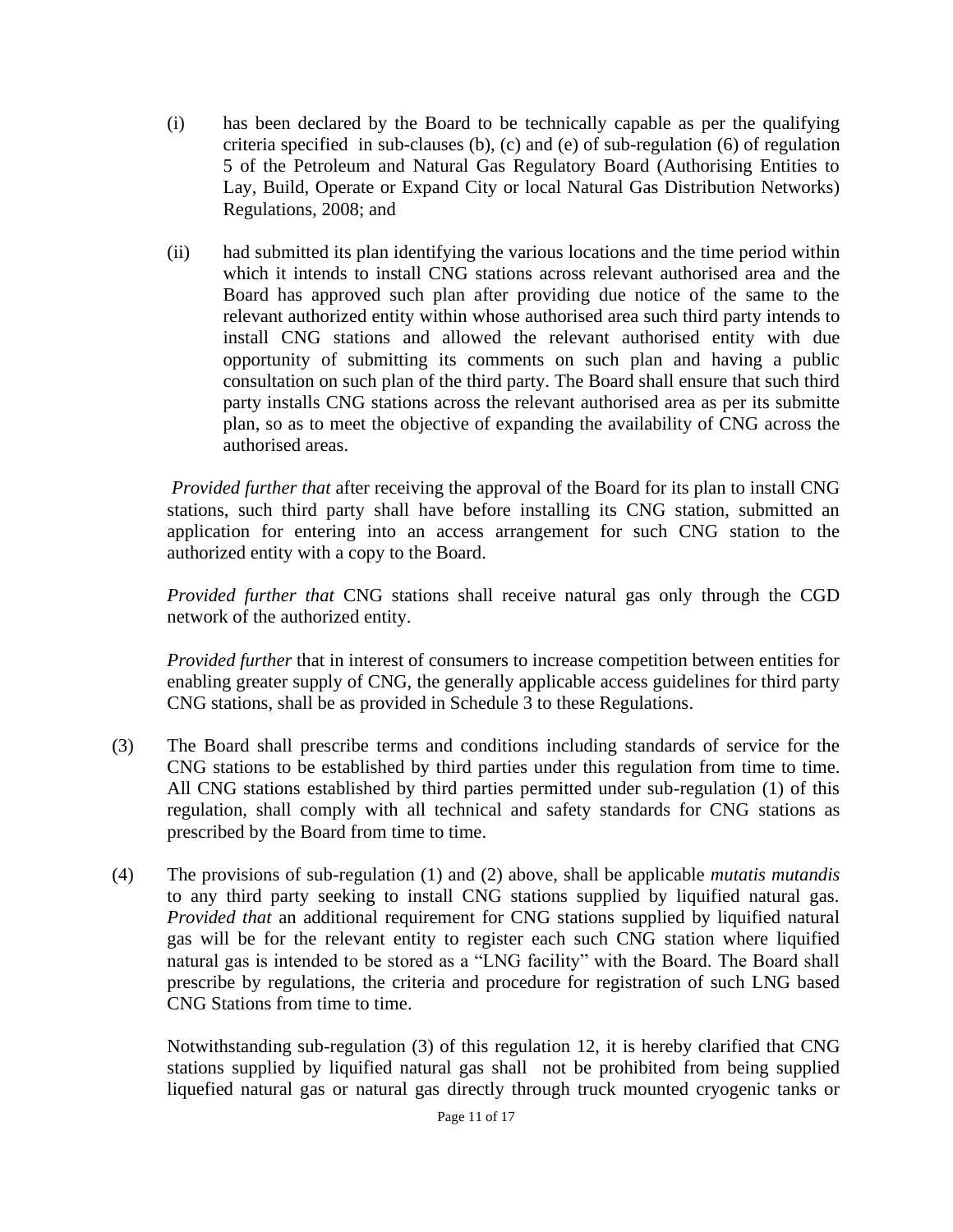(i) has been declared by the Board to be technically capable as per the qualifying criteria specified in sub-clauses (b), (c) and (e) of sub-regulation (6) of regulation 5 of the Petroleum and Natural Gas Regulatory Board (Authorising Entities to Lay, Build, Operate or Expand City or local Natural Gas Distribution Networks) Regulations, 2008; and

(ii) had submitted its plan identifying the various locations and the time period within which it intends to install CNG stations across relevant authorised area and the Board has approved such plan after providing due notice of the same to the relevant authorized entity within whose authorised area such third party intends to install CNG stations and allowed the relevant authorised entity with due opportunity of submitting its comments on such plan and having a public consultation on such plan of the third party. The Board shall ensure that such third party installs CNG stations across the relevant authorised area as per its submitte plan, so as to meet the objective of expanding the availability of CNG across the authorised areas.

*Provided further that* after receiving the approval of the Board for its plan to install CNG stations, such third party shall have before installing its CNG station, submitted an application for entering into an access arrangement for such CNG station to the authorized entity with a copy to the Board.

*Provided further that* CNG stations shall receive natural gas only through the CGD network of the authorized entity.

*Provided further* that in interest of consumers to increase competition between entities for enabling greater supply of CNG, the generally applicable access guidelines for third party CNG stations, shall be as provided in Schedule 3 to these Regulations.

(3) The Board shall prescribe terms and conditions including standards of service for the CNG stations to be established by third parties under this regulation from time to time. All CNG stations established by third parties permitted under sub-regulation (1) of this regulation, shall comply with all technical and safety standards for CNG stations as prescribed by the Board from time to time.

(4) The provisions of sub-regulation (1) and (2) above, shall be applicable *mutatis mutandis* to any third party seeking to install CNG stations supplied by liquified natural gas. *Provided that* an additional requirement for CNG stations supplied by liquified natural gas will be for the relevant entity to register each such CNG station where liquified natural gas is intended to be stored as a "LNG facility" with the Board. The Board shall prescribe by regulations, the criteria and procedure for registration of such LNG based CNG Stations from time to time.

Notwithstanding sub-regulation (3) of this regulation 12, it is hereby clarified that CNG stations supplied by liquified natural gas shall not be prohibited from being supplied liquefied natural gas or natural gas directly through truck mounted cryogenic tanks or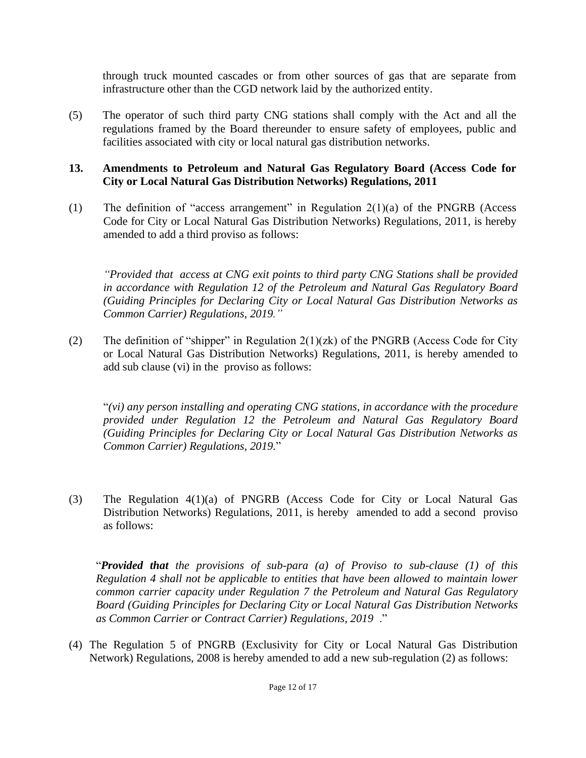through truck mounted cascades or from other sources of gas that are separate from infrastructure other than the CGD network laid by the authorized entity.

(5) The operator of such third party CNG stations shall comply with the Act and all the regulations framed by the Board thereunder to ensure safety of employees, public and facilities associated with city or local natural gas distribution networks.

**13. Amendments to Petroleum and Natural Gas Regulatory Board (Access Code for City or Local Natural Gas Distribution Networks) Regulations, 2011**

(1) The definition of "access arrangement" in Regulation 2(1)(a) of the PNGRB (Access Code for City or Local Natural Gas Distribution Networks) Regulations, 2011, is hereby amended to add a third proviso as follows:

*"Provided that access at CNG exit points to third party CNG Stations shall be provided in accordance with Regulation 12 of the Petroleum and Natural Gas Regulatory Board (Guiding Principles for Declaring City or Local Natural Gas Distribution Networks as Common Carrier) Regulations, 2019."*

(2) The definition of "shipper" in Regulation 2(1)(zk) of the PNGRB (Access Code for City or Local Natural Gas Distribution Networks) Regulations, 2011, is hereby amended to add sub clause (vi) in the proviso as follows:

"*(vi) any person installing and operating CNG stations, in accordance with the procedure provided under Regulation 12 the Petroleum and Natural Gas Regulatory Board (Guiding Principles for Declaring City or Local Natural Gas Distribution Networks as Common Carrier) Regulations, 2019.*"

(3) The Regulation 4(1)(a) of PNGRB (Access Code for City or Local Natural Gas Distribution Networks) Regulations, 2011, is hereby amended to add a second proviso as follows:

"***Provided that*** *the provisions of sub-para (a) of Proviso to sub-clause (1) of this Regulation 4 shall not be applicable to entities that have been allowed to maintain lower common carrier capacity under Regulation 7 the Petroleum and Natural Gas Regulatory Board (Guiding Principles for Declaring City or Local Natural Gas Distribution Networks as Common Carrier or Contract Carrier) Regulations, 2019* ."

(4) The Regulation 5 of PNGRB (Exclusivity for City or Local Natural Gas Distribution Network) Regulations, 2008 is hereby amended to add a new sub-regulation (2) as follows: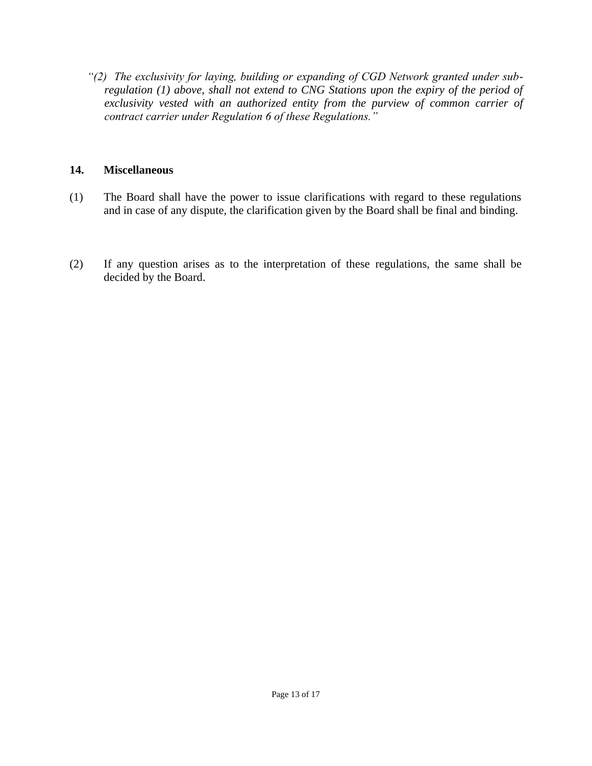*"(2) The exclusivity for laying, building or expanding of CGD Network granted under sub-regulation (1) above, shall not extend to CNG Stations upon the expiry of the period of exclusivity vested with an authorized entity from the purview of common carrier of contract carrier under Regulation 6 of these Regulations."*

## 14. Miscellaneous

(1) The Board shall have the power to issue clarifications with regard to these regulations and in case of any dispute, the clarification given by the Board shall be final and binding.

(2) If any question arises as to the interpretation of these regulations, the same shall be decided by the Board.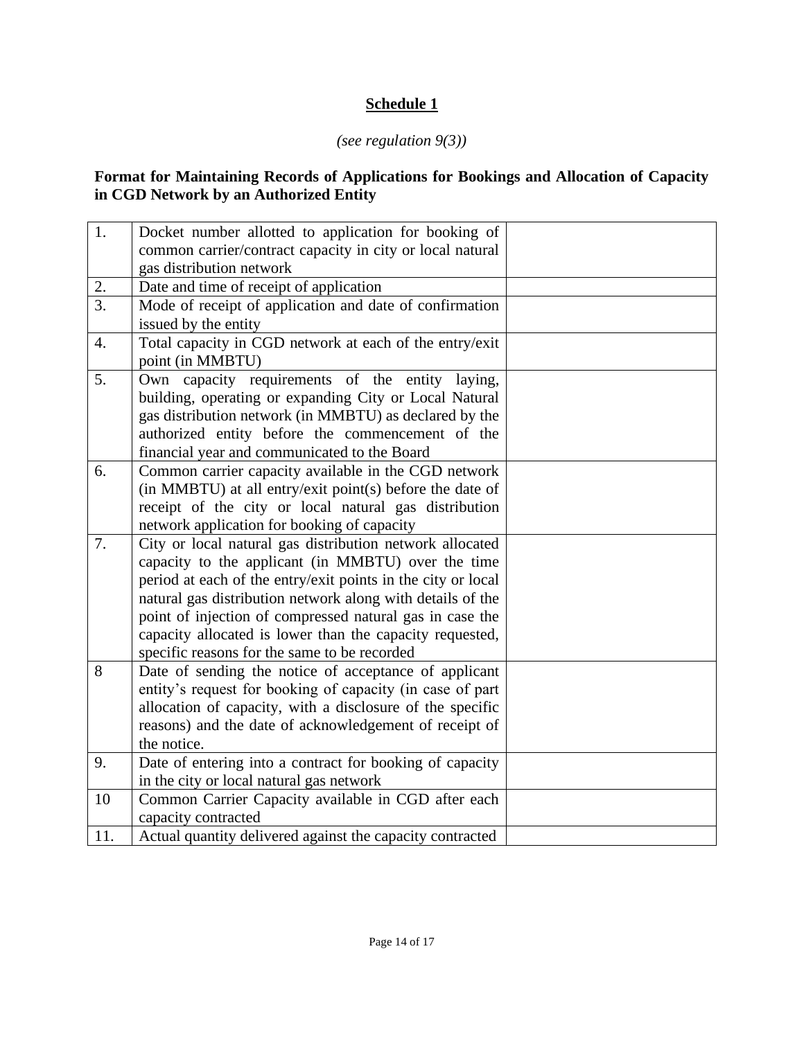## Schedule 1

*(see regulation 9(3))*

**Format for Maintaining Records of Applications for Bookings and Allocation of Capacity in CGD Network by an Authorized Entity**

| | | |
|---|---|---|
| 1. | Docket number allotted to application for booking of common carrier/contract capacity in city or local natural gas distribution network | |
| 2. | Date and time of receipt of application | |
| 3. | Mode of receipt of application and date of confirmation issued by the entity | |
| 4. | Total capacity in CGD network at each of the entry/exit point (in MMBTU) | |
| 5. | Own capacity requirements of the entity laying, building, operating or expanding City or Local Natural gas distribution network (in MMBTU) as declared by the authorized entity before the commencement of the financial year and communicated to the Board | |
| 6. | Common carrier capacity available in the CGD network (in MMBTU) at all entry/exit point(s) before the date of receipt of the city or local natural gas distribution network application for booking of capacity | |
| 7. | City or local natural gas distribution network allocated capacity to the applicant (in MMBTU) over the time period at each of the entry/exit points in the city or local natural gas distribution network along with details of the point of injection of compressed natural gas in case the capacity allocated is lower than the capacity requested, specific reasons for the same to be recorded | |
| 8 | Date of sending the notice of acceptance of applicant entity's request for booking of capacity (in case of part allocation of capacity, with a disclosure of the specific reasons) and the date of acknowledgement of receipt of the notice. | |
| 9. | Date of entering into a contract for booking of capacity in the city or local natural gas network | |
| 10 | Common Carrier Capacity available in CGD after each capacity contracted | |
| 11. | Actual quantity delivered against the capacity contracted | |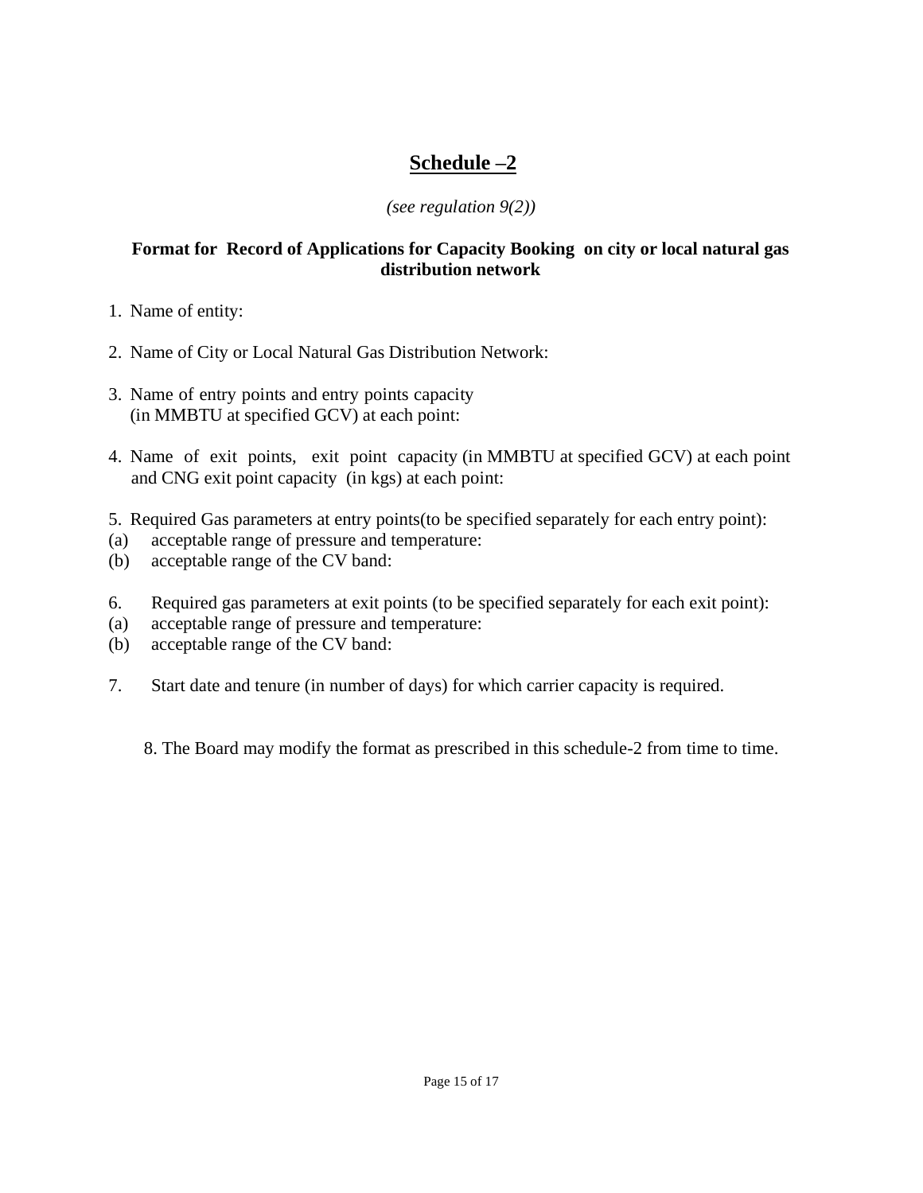## Schedule –2

*(see regulation 9(2))*

**Format for Record of Applications for Capacity Booking on city or local natural gas distribution network**

1. Name of entity:

2. Name of City or Local Natural Gas Distribution Network:

3. Name of entry points and entry points capacity (in MMBTU at specified GCV) at each point:

4. Name of exit points, exit point capacity (in MMBTU at specified GCV) at each point and CNG exit point capacity (in kgs) at each point:

5. Required Gas parameters at entry points(to be specified separately for each entry point):

(a) acceptable range of pressure and temperature:

(b) acceptable range of the CV band:

6. Required gas parameters at exit points (to be specified separately for each exit point):

(a) acceptable range of pressure and temperature:

(b) acceptable range of the CV band:

7. Start date and tenure (in number of days) for which carrier capacity is required.

8. The Board may modify the format as prescribed in this schedule-2 from time to time.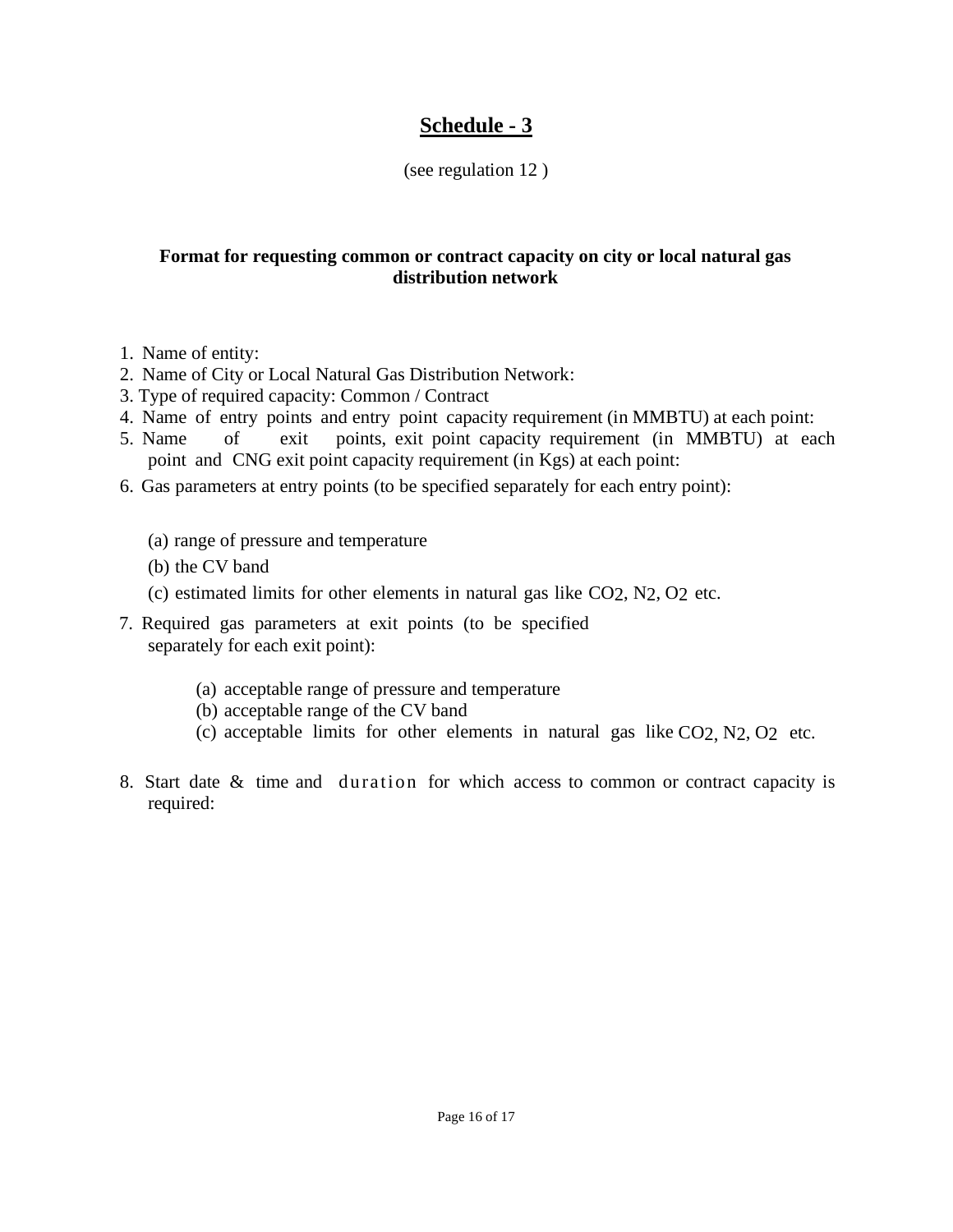# Schedule - 3

(see regulation 12 )

**Format for requesting common or contract capacity on city or local natural gas distribution network**

1. Name of entity:
2. Name of City or Local Natural Gas Distribution Network:
3. Type of required capacity: Common / Contract
4. Name of entry points and entry point capacity requirement (in MMBTU) at each point:
5. Name of exit points, exit point capacity requirement (in MMBTU) at each point and CNG exit point capacity requirement (in Kgs) at each point:
6. Gas parameters at entry points (to be specified separately for each entry point):

   (a) range of pressure and temperature

   (b) the CV band

   (c) estimated limits for other elements in natural gas like $CO_2$, $N_2$, $O_2$ etc.

7. Required gas parameters at exit points (to be specified separately for each exit point):

   (a) acceptable range of pressure and temperature

   (b) acceptable range of the CV band

   (c) acceptable limits for other elements in natural gas like $CO_2$, $N_2$, $O_2$ etc.

8. Start date & time and duration for which access to common or contract capacity is required: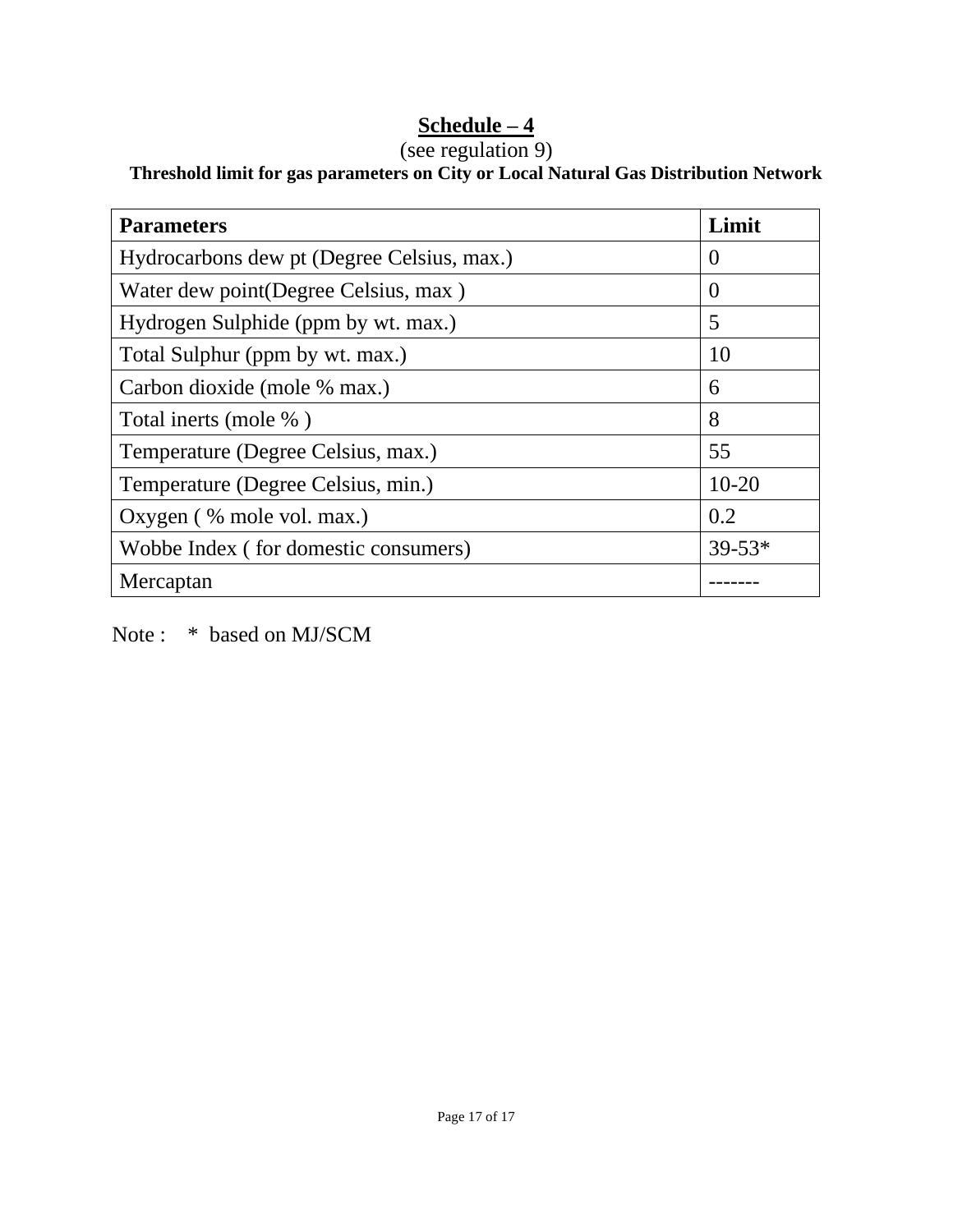## Schedule – 4

(see regulation 9)

**Threshold limit for gas parameters on City or Local Natural Gas Distribution Network**

| **Parameters** | **Limit** |
|---|---|
| Hydrocarbons dew pt (Degree Celsius, max.) | 0 |
| Water dew point(Degree Celsius, max ) | 0 |
| Hydrogen Sulphide (ppm by wt. max.) | 5 |
| Total Sulphur (ppm by wt. max.) | 10 |
| Carbon dioxide (mole % max.) | 6 |
| Total inerts (mole % ) | 8 |
| Temperature (Degree Celsius, max.) | 55 |
| Temperature (Degree Celsius, min.) | 10-20 |
| Oxygen ( % mole vol. max.) | 0.2 |
| Wobbe Index ( for domestic consumers) | 39-53* |
| Mercaptan | ------- |

Note : * based on MJ/SCM